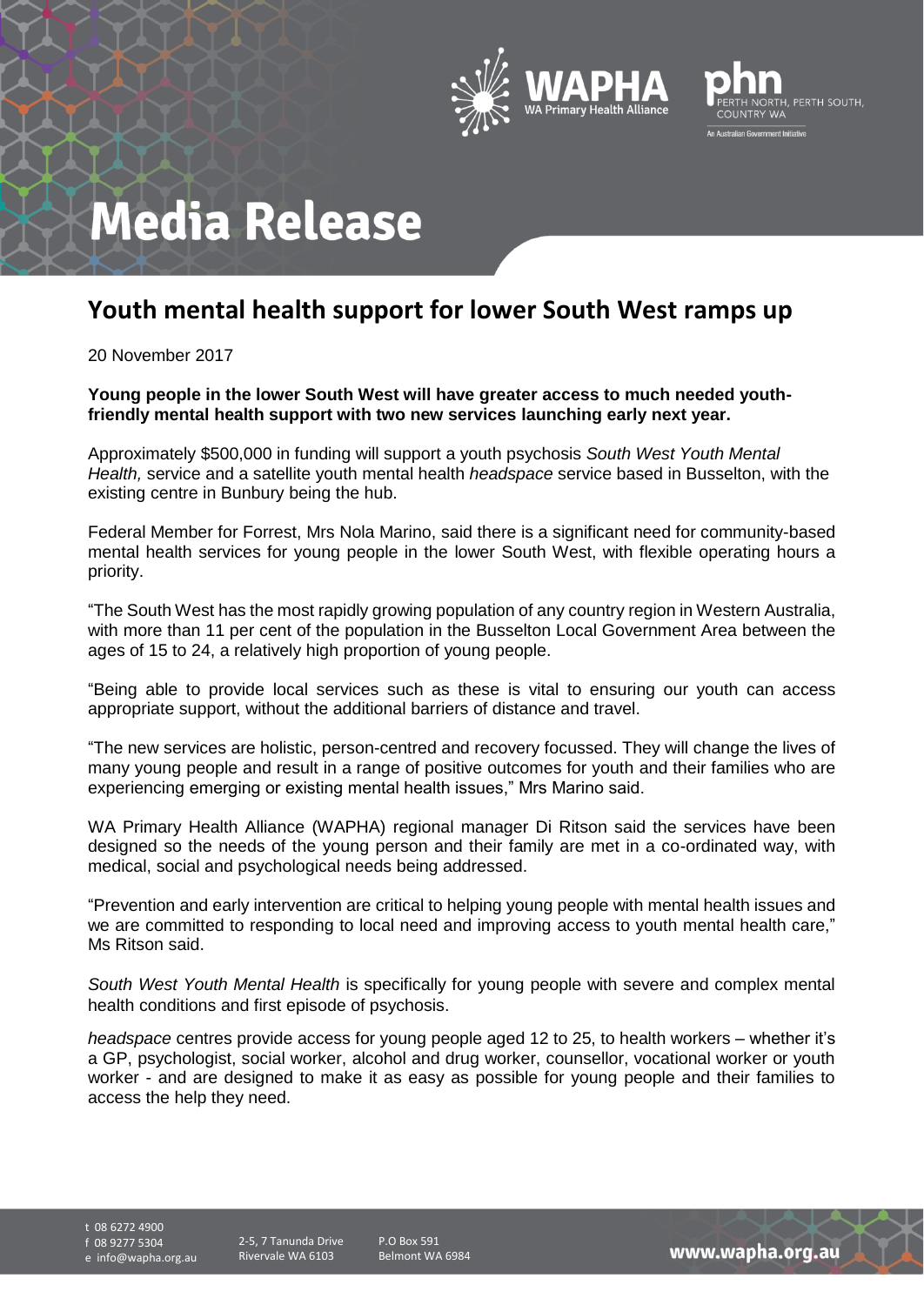# Media Release

## Youth mental health support for lower South West ramps up

20 November 2017

**Young people in the lower South West will have greater access to much needed youth-friendly mental health support with two new services launching early next year.**

Approximately $500,000 in funding will support a youth psychosis *South West Youth Mental Health,* service and a satellite youth mental health *headspace* service based in Busselton, with the existing centre in Bunbury being the hub.

Federal Member for Forrest, Mrs Nola Marino, said there is a significant need for community-based mental health services for young people in the lower South West, with flexible operating hours a priority.

"The South West has the most rapidly growing population of any country region in Western Australia, with more than 11 per cent of the population in the Busselton Local Government Area between the ages of 15 to 24, a relatively high proportion of young people.

"Being able to provide local services such as these is vital to ensuring our youth can access appropriate support, without the additional barriers of distance and travel.

"The new services are holistic, person-centred and recovery focussed. They will change the lives of many young people and result in a range of positive outcomes for youth and their families who are experiencing emerging or existing mental health issues," Mrs Marino said.

WA Primary Health Alliance (WAPHA) regional manager Di Ritson said the services have been designed so the needs of the young person and their family are met in a co-ordinated way, with medical, social and psychological needs being addressed.

"Prevention and early intervention are critical to helping young people with mental health issues and we are committed to responding to local need and improving access to youth mental health care," Ms Ritson said.

*South West Youth Mental Health* is specifically for young people with severe and complex mental health conditions and first episode of psychosis.

*headspace* centres provide access for young people aged 12 to 25, to health workers – whether it's a GP, psychologist, social worker, alcohol and drug worker, counsellor, vocational worker or youth worker - and are designed to make it as easy as possible for young people and their families to access the help they need.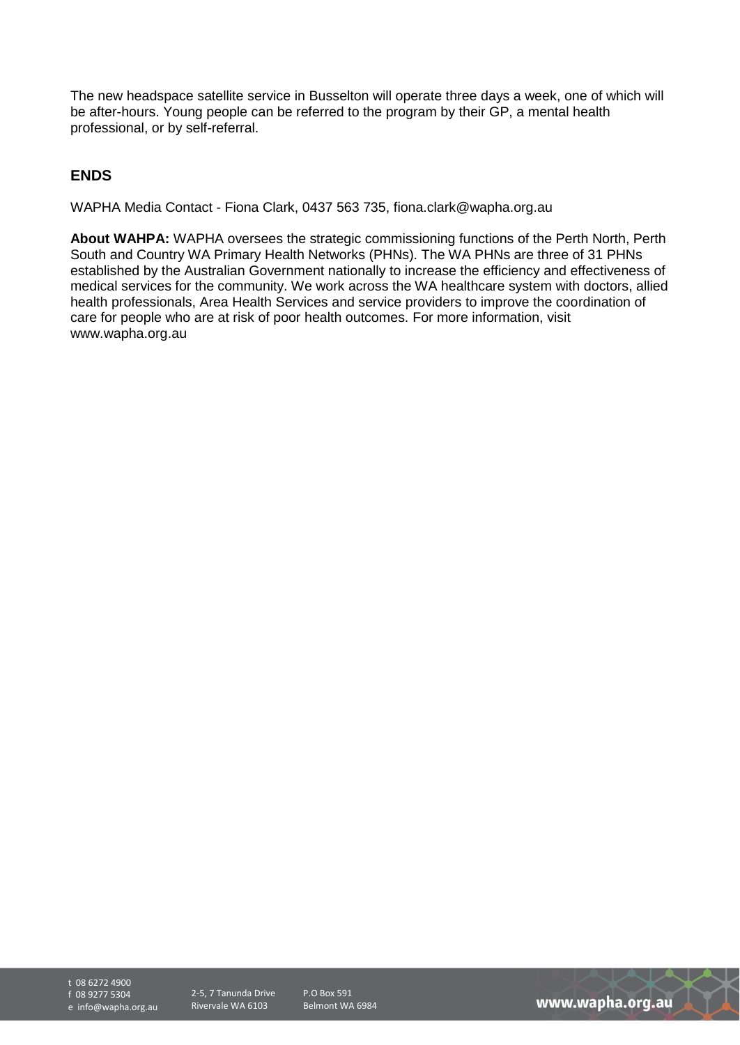The new headspace satellite service in Busselton will operate three days a week, one of which will be after-hours. Young people can be referred to the program by their GP, a mental health professional, or by self-referral.

## ENDS

WAPHA Media Contact - Fiona Clark, 0437 563 735, fiona.clark@wapha.org.au

**About WAHPA:** WAPHA oversees the strategic commissioning functions of the Perth North, Perth South and Country WA Primary Health Networks (PHNs). The WA PHNs are three of 31 PHNs established by the Australian Government nationally to increase the efficiency and effectiveness of medical services for the community. We work across the WA healthcare system with doctors, allied health professionals, Area Health Services and service providers to improve the coordination of care for people who are at risk of poor health outcomes. For more information, visit www.wapha.org.au